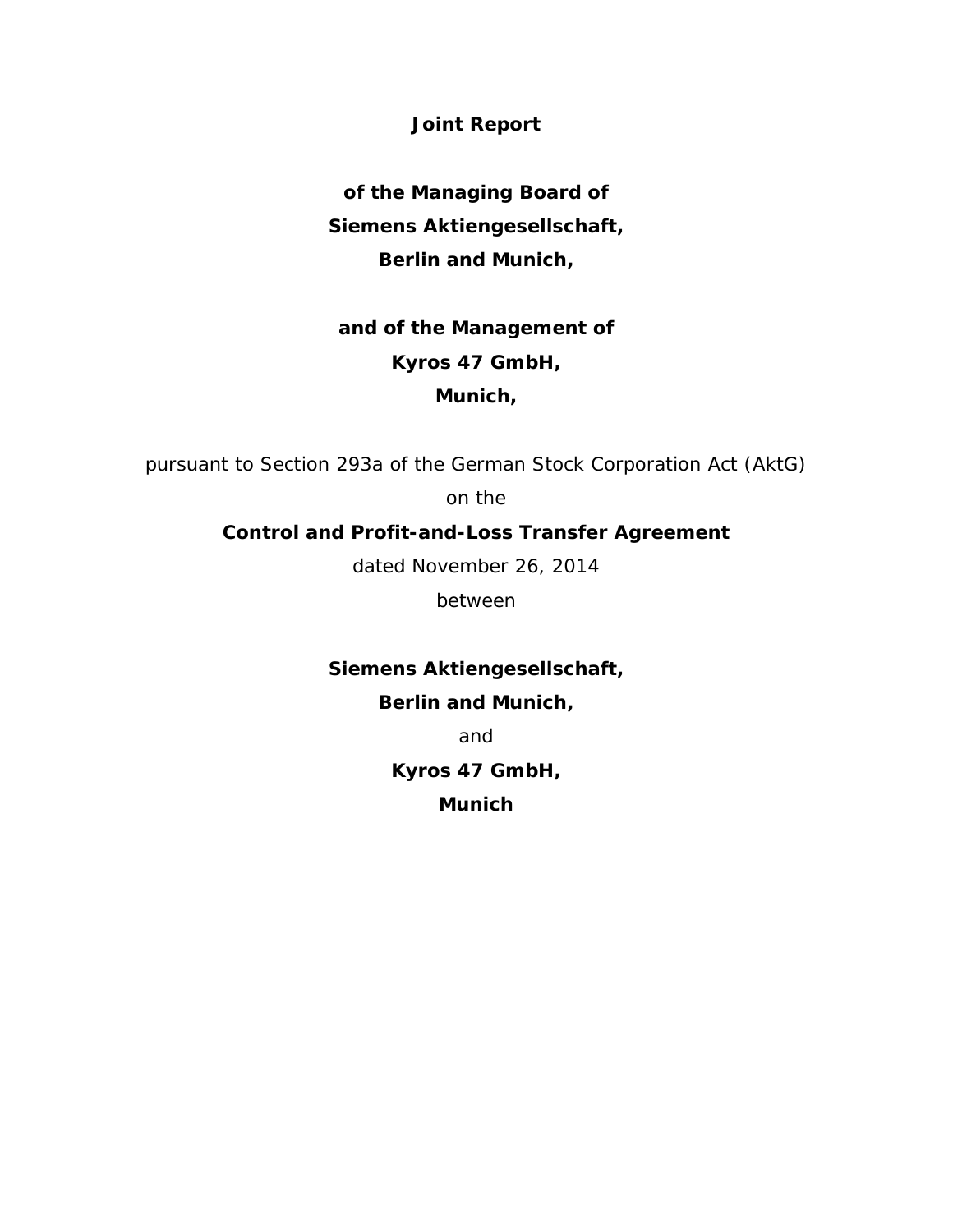# Joint Report

**of the Managing Board of**
**Siemens Aktiengesellschaft,**
**Berlin and Munich,**

**and of the Management of**
**Kyros 47 GmbH,**
**Munich,**

pursuant to Section 293a of the German Stock Corporation Act (AktG)
on the

**Control and Profit-and-Loss Transfer Agreement**

dated November 26, 2014

between

**Siemens Aktiengesellschaft,**
**Berlin and Munich,**

and

**Kyros 47 GmbH,**
**Munich**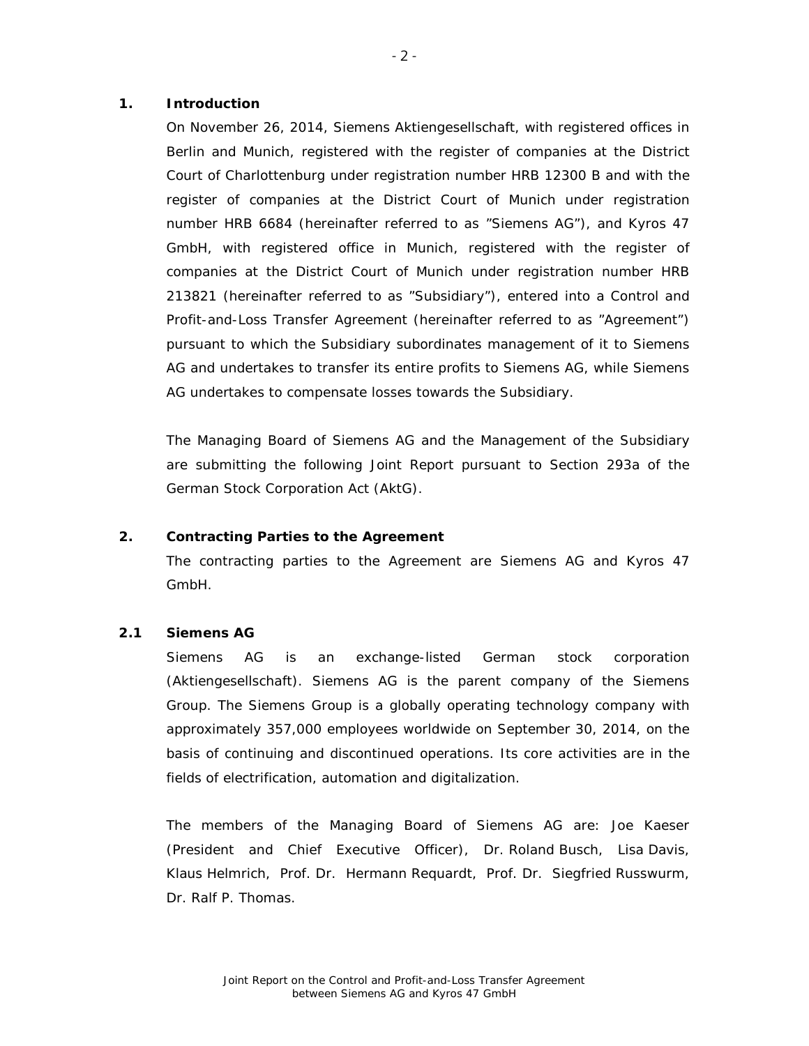## 1. Introduction

On November 26, 2014, Siemens Aktiengesellschaft, with registered offices in Berlin and Munich, registered with the register of companies at the District Court of Charlottenburg under registration number HRB 12300 B and with the register of companies at the District Court of Munich under registration number HRB 6684 (hereinafter referred to as "Siemens AG"), and Kyros 47 GmbH, with registered office in Munich, registered with the register of companies at the District Court of Munich under registration number HRB 213821 (hereinafter referred to as "Subsidiary"), entered into a Control and Profit-and-Loss Transfer Agreement (hereinafter referred to as "Agreement") pursuant to which the Subsidiary subordinates management of it to Siemens AG and undertakes to transfer its entire profits to Siemens AG, while Siemens AG undertakes to compensate losses towards the Subsidiary.

The Managing Board of Siemens AG and the Management of the Subsidiary are submitting the following Joint Report pursuant to Section 293a of the German Stock Corporation Act (AktG).

## 2. Contracting Parties to the Agreement

The contracting parties to the Agreement are Siemens AG and Kyros 47 GmbH.

### 2.1 Siemens AG

Siemens AG is an exchange-listed German stock corporation (Aktiengesellschaft). Siemens AG is the parent company of the Siemens Group. The Siemens Group is a globally operating technology company with approximately 357,000 employees worldwide on September 30, 2014, on the basis of continuing and discontinued operations. Its core activities are in the fields of electrification, automation and digitalization.

The members of the Managing Board of Siemens AG are: Joe Kaeser (President and Chief Executive Officer), Dr. Roland Busch, Lisa Davis, Klaus Helmrich, Prof. Dr. Hermann Requardt, Prof. Dr. Siegfried Russwurm, Dr. Ralf P. Thomas.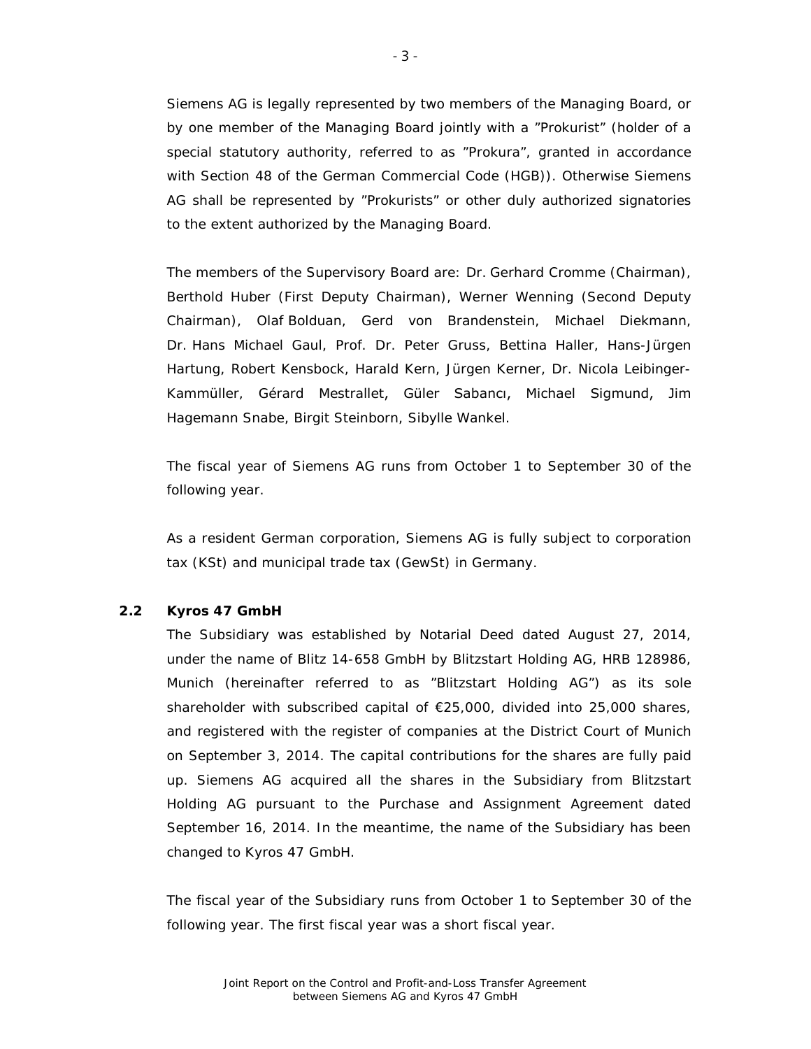Siemens AG is legally represented by two members of the Managing Board, or by one member of the Managing Board jointly with a ”Prokurist” (holder of a special statutory authority, referred to as ”Prokura”, granted in accordance with Section 48 of the German Commercial Code (HGB)). Otherwise Siemens AG shall be represented by ”Prokurists” or other duly authorized signatories to the extent authorized by the Managing Board.

The members of the Supervisory Board are: Dr. Gerhard Cromme (Chairman), Berthold Huber (First Deputy Chairman), Werner Wenning (Second Deputy Chairman), Olaf Bolduan, Gerd von Brandenstein, Michael Diekmann, Dr. Hans Michael Gaul, Prof. Dr. Peter Gruss, Bettina Haller, Hans-Jürgen Hartung, Robert Kensbock, Harald Kern, Jürgen Kerner, Dr. Nicola Leibinger-Kammüller, Gérard Mestrallet, Güler Sabancı, Michael Sigmund, Jim Hagemann Snabe, Birgit Steinborn, Sibylle Wankel.

The fiscal year of Siemens AG runs from October 1 to September 30 of the following year.

As a resident German corporation, Siemens AG is fully subject to corporation tax (KSt) and municipal trade tax (GewSt) in Germany.

### 2.2 Kyros 47 GmbH

The Subsidiary was established by Notarial Deed dated August 27, 2014, under the name of Blitz 14-658 GmbH by Blitzstart Holding AG, HRB 128986, Munich (hereinafter referred to as ”Blitzstart Holding AG”) as its sole shareholder with subscribed capital of €25,000, divided into 25,000 shares, and registered with the register of companies at the District Court of Munich on September 3, 2014. The capital contributions for the shares are fully paid up. Siemens AG acquired all the shares in the Subsidiary from Blitzstart Holding AG pursuant to the Purchase and Assignment Agreement dated September 16, 2014. In the meantime, the name of the Subsidiary has been changed to Kyros 47 GmbH.

The fiscal year of the Subsidiary runs from October 1 to September 30 of the following year. The first fiscal year was a short fiscal year.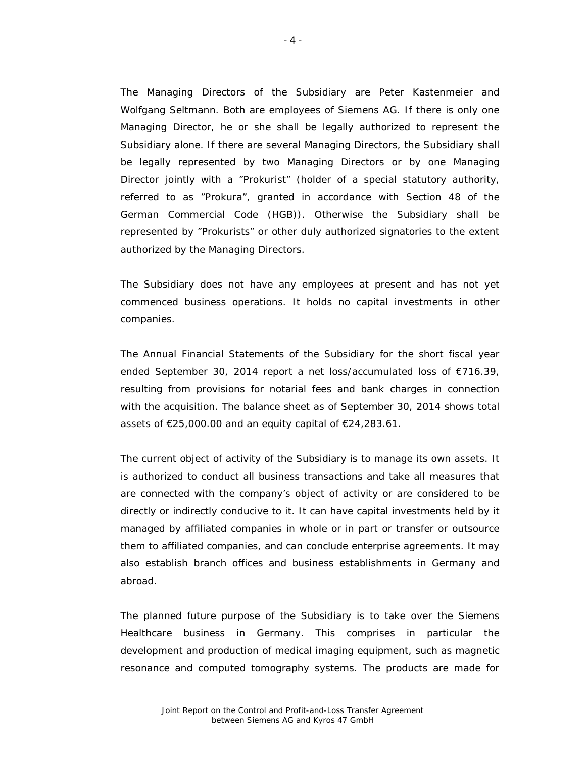The Managing Directors of the Subsidiary are Peter Kastenmeier and Wolfgang Seltmann. Both are employees of Siemens AG. If there is only one Managing Director, he or she shall be legally authorized to represent the Subsidiary alone. If there are several Managing Directors, the Subsidiary shall be legally represented by two Managing Directors or by one Managing Director jointly with a "Prokurist" (holder of a special statutory authority, referred to as "Prokura", granted in accordance with Section 48 of the German Commercial Code (HGB)). Otherwise the Subsidiary shall be represented by "Prokurists" or other duly authorized signatories to the extent authorized by the Managing Directors.

The Subsidiary does not have any employees at present and has not yet commenced business operations. It holds no capital investments in other companies.

The Annual Financial Statements of the Subsidiary for the short fiscal year ended September 30, 2014 report a net loss/accumulated loss of €716.39, resulting from provisions for notarial fees and bank charges in connection with the acquisition. The balance sheet as of September 30, 2014 shows total assets of €25,000.00 and an equity capital of €24,283.61.

The current object of activity of the Subsidiary is to manage its own assets. It is authorized to conduct all business transactions and take all measures that are connected with the company's object of activity or are considered to be directly or indirectly conducive to it. It can have capital investments held by it managed by affiliated companies in whole or in part or transfer or outsource them to affiliated companies, and can conclude enterprise agreements. It may also establish branch offices and business establishments in Germany and abroad.

The planned future purpose of the Subsidiary is to take over the Siemens Healthcare business in Germany. This comprises in particular the development and production of medical imaging equipment, such as magnetic resonance and computed tomography systems. The products are made for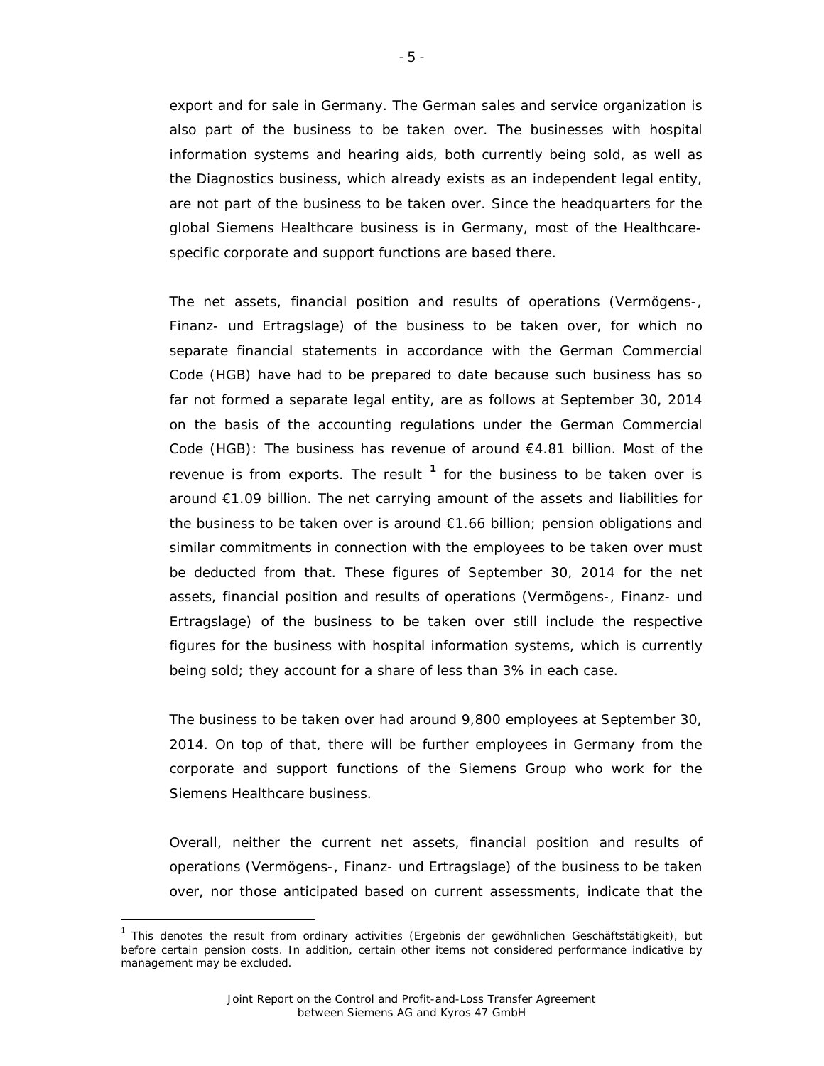export and for sale in Germany. The German sales and service organization is also part of the business to be taken over. The businesses with hospital information systems and hearing aids, both currently being sold, as well as the Diagnostics business, which already exists as an independent legal entity, are not part of the business to be taken over. Since the headquarters for the global Siemens Healthcare business is in Germany, most of the Healthcare-specific corporate and support functions are based there.

The net assets, financial position and results of operations (*Vermögens-, Finanz- und Ertragslage*) of the business to be taken over, for which no separate financial statements in accordance with the German Commercial Code (HGB) have had to be prepared to date because such business has so far not formed a separate legal entity, are as follows at September 30, 2014 on the basis of the accounting regulations under the German Commercial Code (HGB): The business has revenue of around €4.81 billion. Most of the revenue is from exports. The result [1] for the business to be taken over is around €1.09 billion. The net carrying amount of the assets and liabilities for the business to be taken over is around €1.66 billion; pension obligations and similar commitments in connection with the employees to be taken over must be deducted from that. These figures of September 30, 2014 for the net assets, financial position and results of operations (*Vermögens-, Finanz- und Ertragslage*) of the business to be taken over still include the respective figures for the business with hospital information systems, which is currently being sold; they account for a share of less than 3% in each case.

The business to be taken over had around 9,800 employees at September 30, 2014. On top of that, there will be further employees in Germany from the corporate and support functions of the Siemens Group who work for the Siemens Healthcare business.

Overall, neither the current net assets, financial position and results of operations (*Vermögens-, Finanz- und Ertragslage*) of the business to be taken over, nor those anticipated based on current assessments, indicate that the

[1] This denotes the result from ordinary activities (*Ergebnis der gewöhnlichen Geschäftstätigkeit*), but before certain pension costs. In addition, certain other items not considered performance indicative by management may be excluded.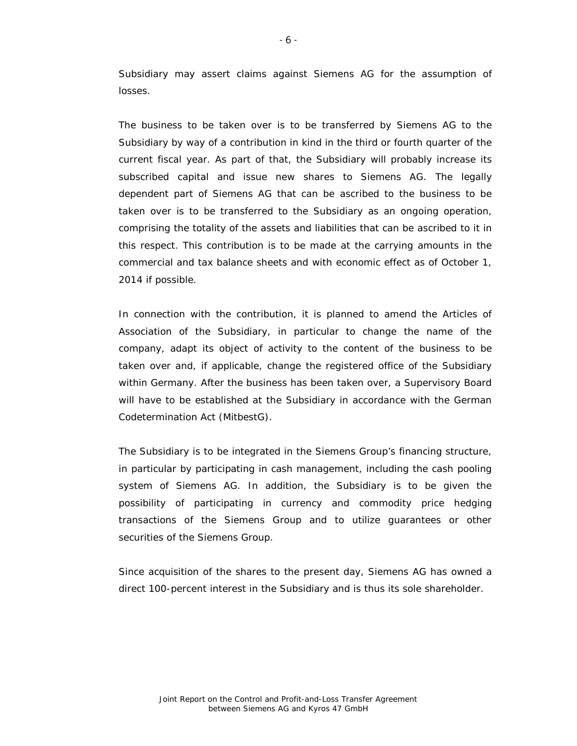Subsidiary may assert claims against Siemens AG for the assumption of losses.

The business to be taken over is to be transferred by Siemens AG to the Subsidiary by way of a contribution in kind in the third or fourth quarter of the current fiscal year. As part of that, the Subsidiary will probably increase its subscribed capital and issue new shares to Siemens AG. The legally dependent part of Siemens AG that can be ascribed to the business to be taken over is to be transferred to the Subsidiary as an ongoing operation, comprising the totality of the assets and liabilities that can be ascribed to it in this respect. This contribution is to be made at the carrying amounts in the commercial and tax balance sheets and with economic effect as of October 1, 2014 if possible.

In connection with the contribution, it is planned to amend the Articles of Association of the Subsidiary, in particular to change the name of the company, adapt its object of activity to the content of the business to be taken over and, if applicable, change the registered office of the Subsidiary within Germany. After the business has been taken over, a Supervisory Board will have to be established at the Subsidiary in accordance with the German Codetermination Act (MitbestG).

The Subsidiary is to be integrated in the Siemens Group's financing structure, in particular by participating in cash management, including the cash pooling system of Siemens AG. In addition, the Subsidiary is to be given the possibility of participating in currency and commodity price hedging transactions of the Siemens Group and to utilize guarantees or other securities of the Siemens Group.

Since acquisition of the shares to the present day, Siemens AG has owned a direct 100-percent interest in the Subsidiary and is thus its sole shareholder.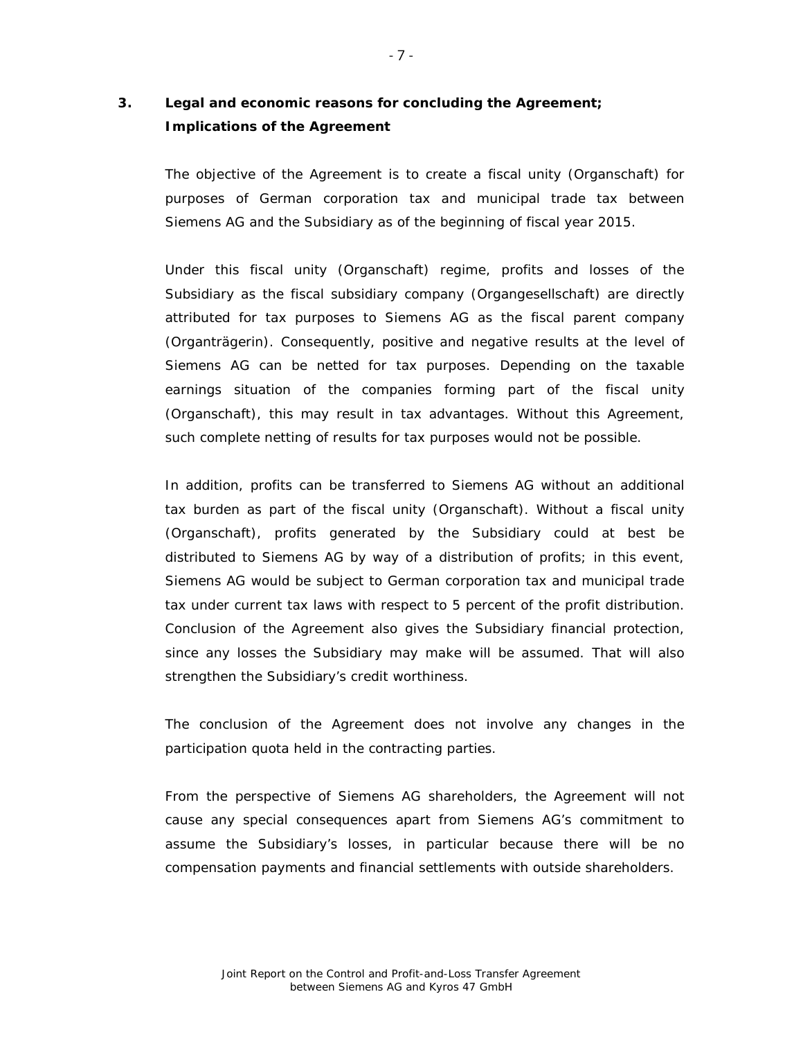## 3. Legal and economic reasons for concluding the Agreement; Implications of the Agreement

The objective of the Agreement is to create a fiscal unity (Organschaft) for purposes of German corporation tax and municipal trade tax between Siemens AG and the Subsidiary as of the beginning of fiscal year 2015.

Under this fiscal unity (Organschaft) regime, profits and losses of the Subsidiary as the fiscal subsidiary company (Organgesellschaft) are directly attributed for tax purposes to Siemens AG as the fiscal parent company (Organträgerin). Consequently, positive and negative results at the level of Siemens AG can be netted for tax purposes. Depending on the taxable earnings situation of the companies forming part of the fiscal unity (Organschaft), this may result in tax advantages. Without this Agreement, such complete netting of results for tax purposes would not be possible.

In addition, profits can be transferred to Siemens AG without an additional tax burden as part of the fiscal unity (Organschaft). Without a fiscal unity (Organschaft), profits generated by the Subsidiary could at best be distributed to Siemens AG by way of a distribution of profits; in this event, Siemens AG would be subject to German corporation tax and municipal trade tax under current tax laws with respect to 5 percent of the profit distribution. Conclusion of the Agreement also gives the Subsidiary financial protection, since any losses the Subsidiary may make will be assumed. That will also strengthen the Subsidiary's credit worthiness.

The conclusion of the Agreement does not involve any changes in the participation quota held in the contracting parties.

From the perspective of Siemens AG shareholders, the Agreement will not cause any special consequences apart from Siemens AG's commitment to assume the Subsidiary's losses, in particular because there will be no compensation payments and financial settlements with outside shareholders.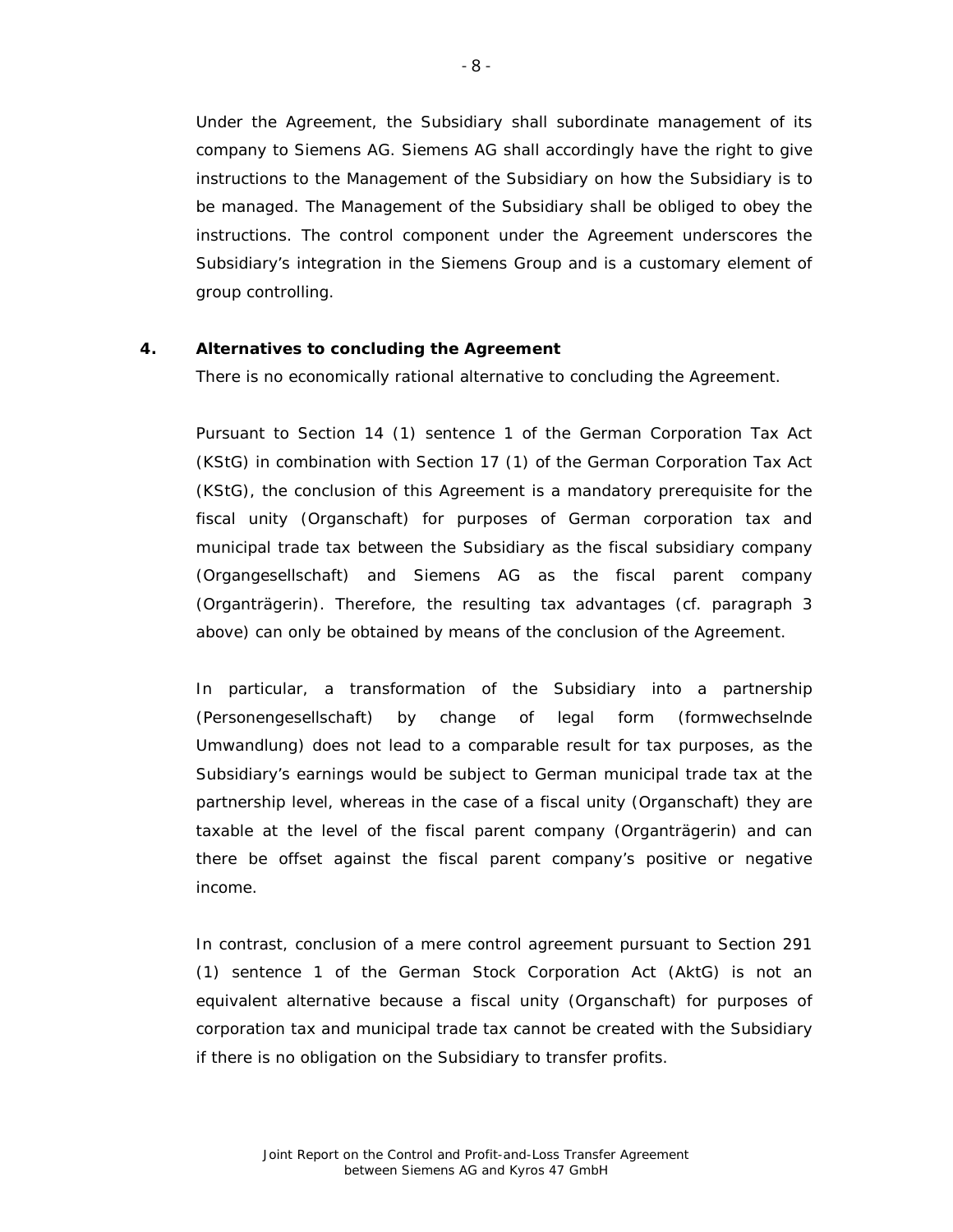Under the Agreement, the Subsidiary shall subordinate management of its company to Siemens AG. Siemens AG shall accordingly have the right to give instructions to the Management of the Subsidiary on how the Subsidiary is to be managed. The Management of the Subsidiary shall be obliged to obey the instructions. The control component under the Agreement underscores the Subsidiary's integration in the Siemens Group and is a customary element of group controlling.

## 4. Alternatives to concluding the Agreement

There is no economically rational alternative to concluding the Agreement.

Pursuant to Section 14 (1) sentence 1 of the German Corporation Tax Act (KStG) in combination with Section 17 (1) of the German Corporation Tax Act (KStG), the conclusion of this Agreement is a mandatory prerequisite for the fiscal unity (Organschaft) for purposes of German corporation tax and municipal trade tax between the Subsidiary as the fiscal subsidiary company (Organgesellschaft) and Siemens AG as the fiscal parent company (Organträgerin). Therefore, the resulting tax advantages (cf. paragraph 3 above) can only be obtained by means of the conclusion of the Agreement.

In particular, a transformation of the Subsidiary into a partnership (Personengesellschaft) by change of legal form (formwechselnde Umwandlung) does not lead to a comparable result for tax purposes, as the Subsidiary's earnings would be subject to German municipal trade tax at the partnership level, whereas in the case of a fiscal unity (Organschaft) they are taxable at the level of the fiscal parent company (Organträgerin) and can there be offset against the fiscal parent company's positive or negative income.

In contrast, conclusion of a mere control agreement pursuant to Section 291 (1) sentence 1 of the German Stock Corporation Act (AktG) is not an equivalent alternative because a fiscal unity (Organschaft) for purposes of corporation tax and municipal trade tax cannot be created with the Subsidiary if there is no obligation on the Subsidiary to transfer profits.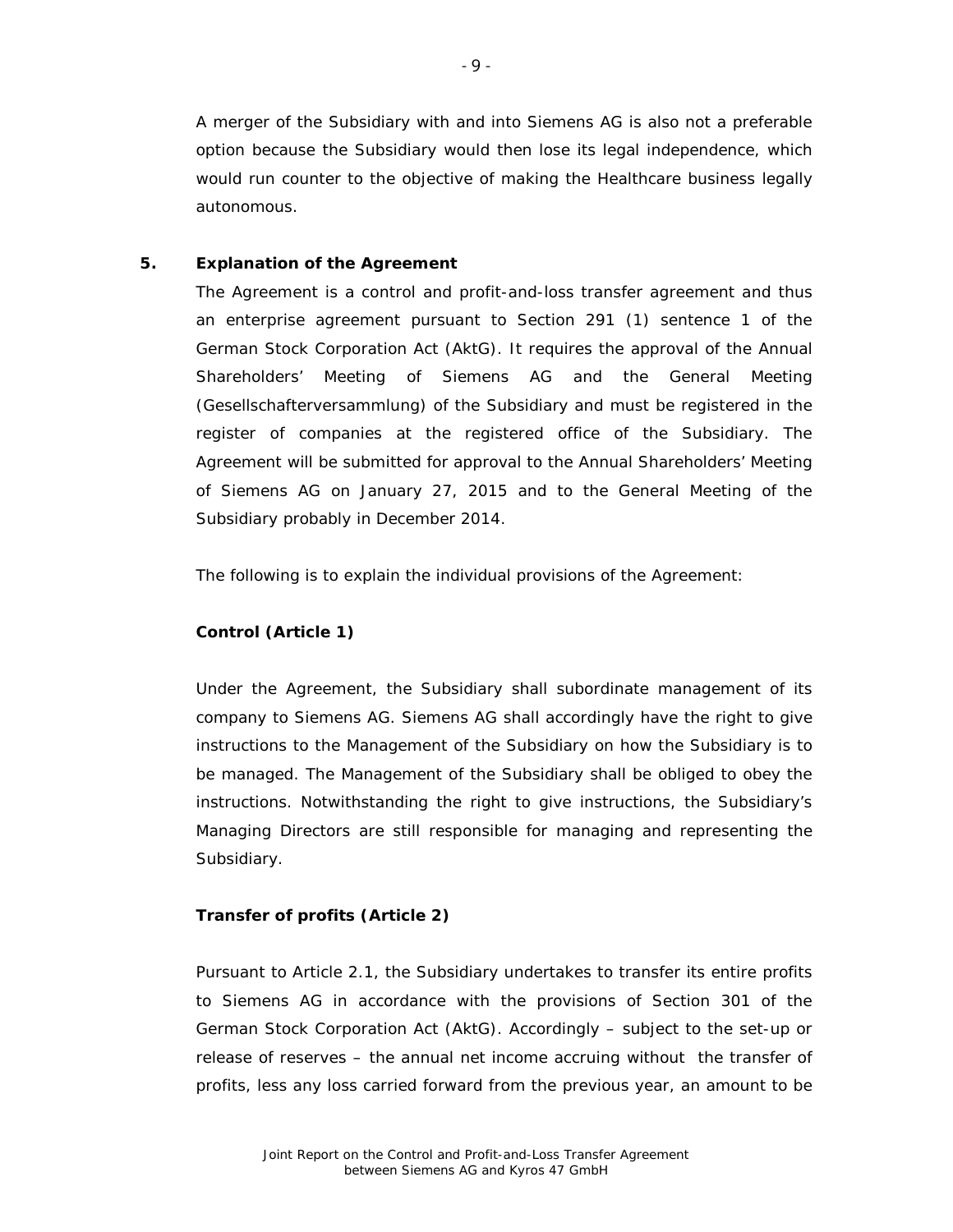A merger of the Subsidiary with and into Siemens AG is also not a preferable option because the Subsidiary would then lose its legal independence, which would run counter to the objective of making the Healthcare business legally autonomous.

## 5. Explanation of the Agreement

The Agreement is a control and profit-and-loss transfer agreement and thus an enterprise agreement pursuant to Section 291 (1) sentence 1 of the German Stock Corporation Act (AktG). It requires the approval of the Annual Shareholders' Meeting of Siemens AG and the General Meeting (Gesellschafterversammlung) of the Subsidiary and must be registered in the register of companies at the registered office of the Subsidiary. The Agreement will be submitted for approval to the Annual Shareholders' Meeting of Siemens AG on January 27, 2015 and to the General Meeting of the Subsidiary probably in December 2014.

The following is to explain the individual provisions of the Agreement:

**Control (Article 1)**

Under the Agreement, the Subsidiary shall subordinate management of its company to Siemens AG. Siemens AG shall accordingly have the right to give instructions to the Management of the Subsidiary on how the Subsidiary is to be managed. The Management of the Subsidiary shall be obliged to obey the instructions. Notwithstanding the right to give instructions, the Subsidiary's Managing Directors are still responsible for managing and representing the Subsidiary.

**Transfer of profits (Article 2)**

Pursuant to Article 2.1, the Subsidiary undertakes to transfer its entire profits to Siemens AG in accordance with the provisions of Section 301 of the German Stock Corporation Act (AktG). Accordingly – subject to the set-up or release of reserves – the annual net income accruing without the transfer of profits, less any loss carried forward from the previous year, an amount to be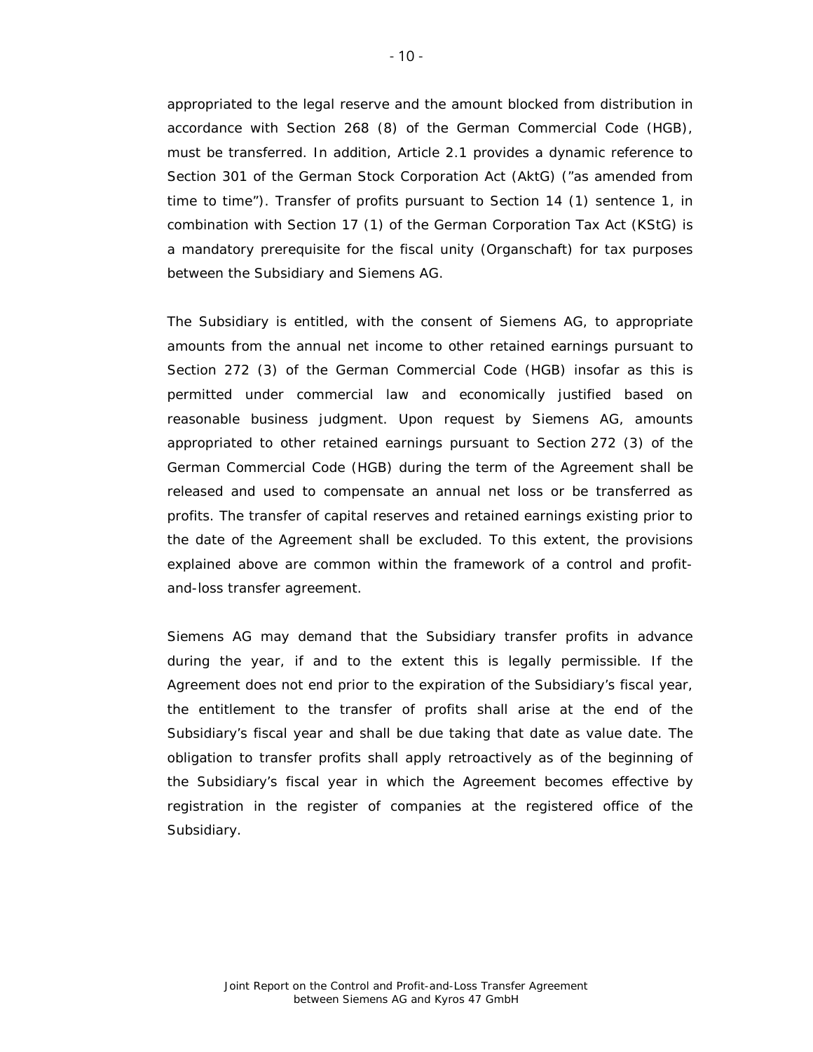appropriated to the legal reserve and the amount blocked from distribution in accordance with Section 268 (8) of the German Commercial Code (HGB), must be transferred. In addition, Article 2.1 provides a dynamic reference to Section 301 of the German Stock Corporation Act (AktG) (”as amended from time to time”). Transfer of profits pursuant to Section 14 (1) sentence 1, in combination with Section 17 (1) of the German Corporation Tax Act (KStG) is a mandatory prerequisite for the fiscal unity (*Organschaft*) for tax purposes between the Subsidiary and Siemens AG.

The Subsidiary is entitled, with the consent of Siemens AG, to appropriate amounts from the annual net income to other retained earnings pursuant to Section 272 (3) of the German Commercial Code (HGB) insofar as this is permitted under commercial law and economically justified based on reasonable business judgment. Upon request by Siemens AG, amounts appropriated to other retained earnings pursuant to Section 272 (3) of the German Commercial Code (HGB) during the term of the Agreement shall be released and used to compensate an annual net loss or be transferred as profits. The transfer of capital reserves and retained earnings existing prior to the date of the Agreement shall be excluded. To this extent, the provisions explained above are common within the framework of a control and profit-and-loss transfer agreement.

Siemens AG may demand that the Subsidiary transfer profits in advance during the year, if and to the extent this is legally permissible. If the Agreement does not end prior to the expiration of the Subsidiary’s fiscal year, the entitlement to the transfer of profits shall arise at the end of the Subsidiary’s fiscal year and shall be due taking that date as value date. The obligation to transfer profits shall apply retroactively as of the beginning of the Subsidiary’s fiscal year in which the Agreement becomes effective by registration in the register of companies at the registered office of the Subsidiary.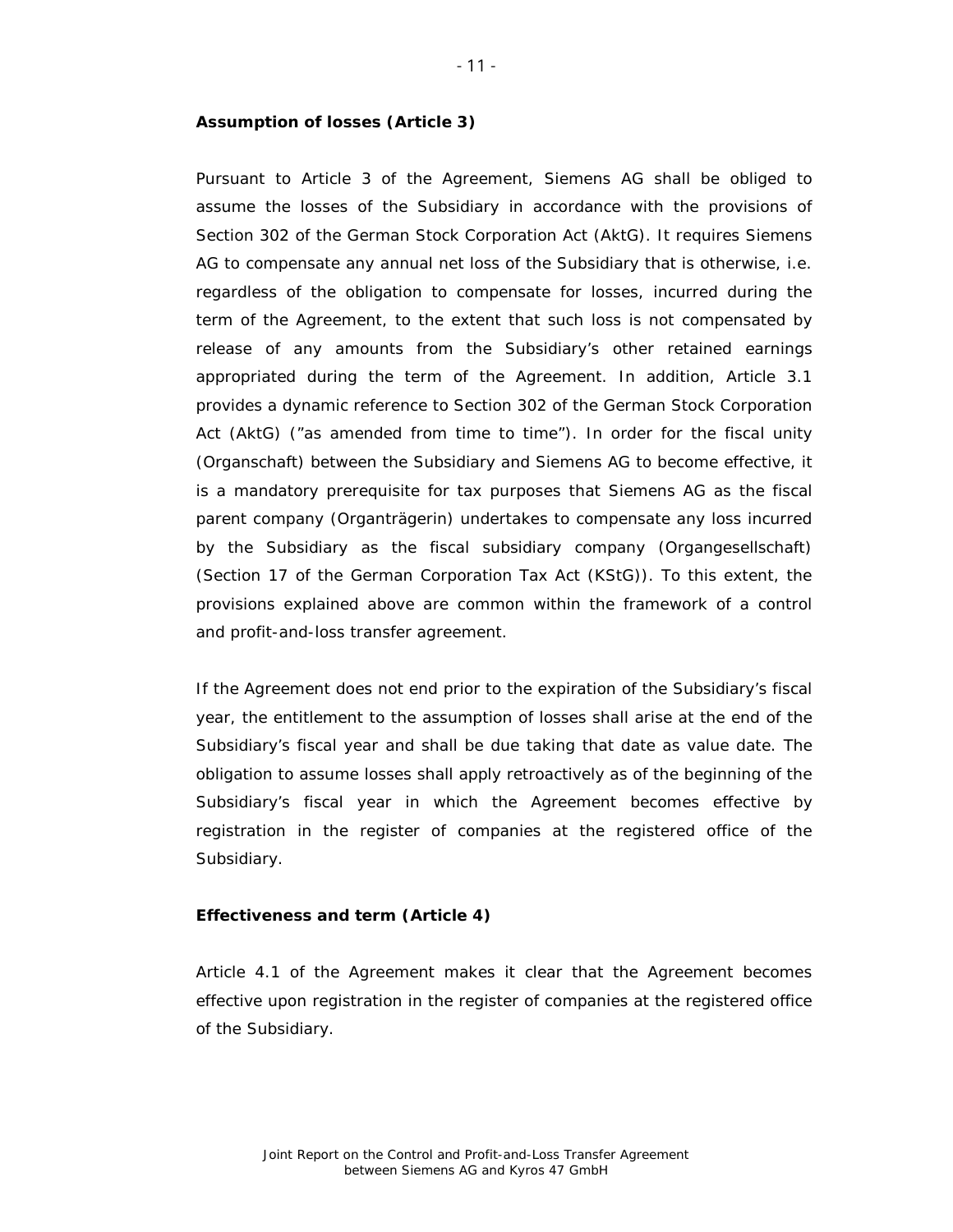**Assumption of losses (Article 3)**

Pursuant to Article 3 of the Agreement, Siemens AG shall be obliged to assume the losses of the Subsidiary in accordance with the provisions of Section 302 of the German Stock Corporation Act (AktG). It requires Siemens AG to compensate any annual net loss of the Subsidiary that is otherwise, i.e. regardless of the obligation to compensate for losses, incurred during the term of the Agreement, to the extent that such loss is not compensated by release of any amounts from the Subsidiary's other retained earnings appropriated during the term of the Agreement. In addition, Article 3.1 provides a dynamic reference to Section 302 of the German Stock Corporation Act (AktG) ("as amended from time to time"). In order for the fiscal unity (Organschaft) between the Subsidiary and Siemens AG to become effective, it is a mandatory prerequisite for tax purposes that Siemens AG as the fiscal parent company (Organträgerin) undertakes to compensate any loss incurred by the Subsidiary as the fiscal subsidiary company (Organgesellschaft) (Section 17 of the German Corporation Tax Act (KStG)). To this extent, the provisions explained above are common within the framework of a control and profit-and-loss transfer agreement.

If the Agreement does not end prior to the expiration of the Subsidiary's fiscal year, the entitlement to the assumption of losses shall arise at the end of the Subsidiary's fiscal year and shall be due taking that date as value date. The obligation to assume losses shall apply retroactively as of the beginning of the Subsidiary's fiscal year in which the Agreement becomes effective by registration in the register of companies at the registered office of the Subsidiary.

**Effectiveness and term (Article 4)**

Article 4.1 of the Agreement makes it clear that the Agreement becomes effective upon registration in the register of companies at the registered office of the Subsidiary.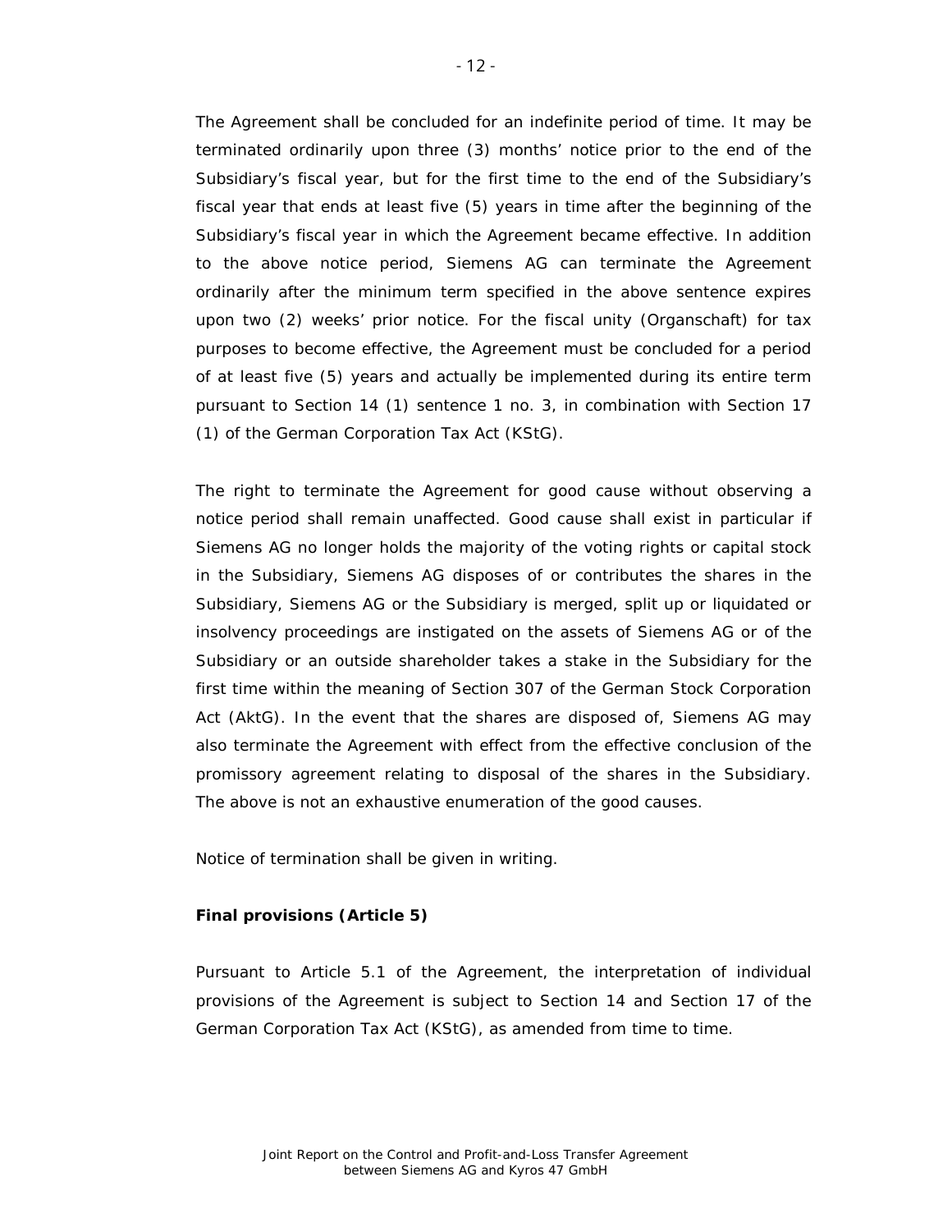The Agreement shall be concluded for an indefinite period of time. It may be terminated ordinarily upon three (3) months' notice prior to the end of the Subsidiary's fiscal year, but for the first time to the end of the Subsidiary's fiscal year that ends at least five (5) years in time after the beginning of the Subsidiary's fiscal year in which the Agreement became effective. In addition to the above notice period, Siemens AG can terminate the Agreement ordinarily after the minimum term specified in the above sentence expires upon two (2) weeks' prior notice. For the fiscal unity (Organschaft) for tax purposes to become effective, the Agreement must be concluded for a period of at least five (5) years and actually be implemented during its entire term pursuant to Section 14 (1) sentence 1 no. 3, in combination with Section 17 (1) of the German Corporation Tax Act (KStG).

The right to terminate the Agreement for good cause without observing a notice period shall remain unaffected. Good cause shall exist in particular if Siemens AG no longer holds the majority of the voting rights or capital stock in the Subsidiary, Siemens AG disposes of or contributes the shares in the Subsidiary, Siemens AG or the Subsidiary is merged, split up or liquidated or insolvency proceedings are instigated on the assets of Siemens AG or of the Subsidiary or an outside shareholder takes a stake in the Subsidiary for the first time within the meaning of Section 307 of the German Stock Corporation Act (AktG). In the event that the shares are disposed of, Siemens AG may also terminate the Agreement with effect from the effective conclusion of the promissory agreement relating to disposal of the shares in the Subsidiary. The above is not an exhaustive enumeration of the good causes.

Notice of termination shall be given in writing.

**Final provisions (Article 5)**

Pursuant to Article 5.1 of the Agreement, the interpretation of individual provisions of the Agreement is subject to Section 14 and Section 17 of the German Corporation Tax Act (KStG), as amended from time to time.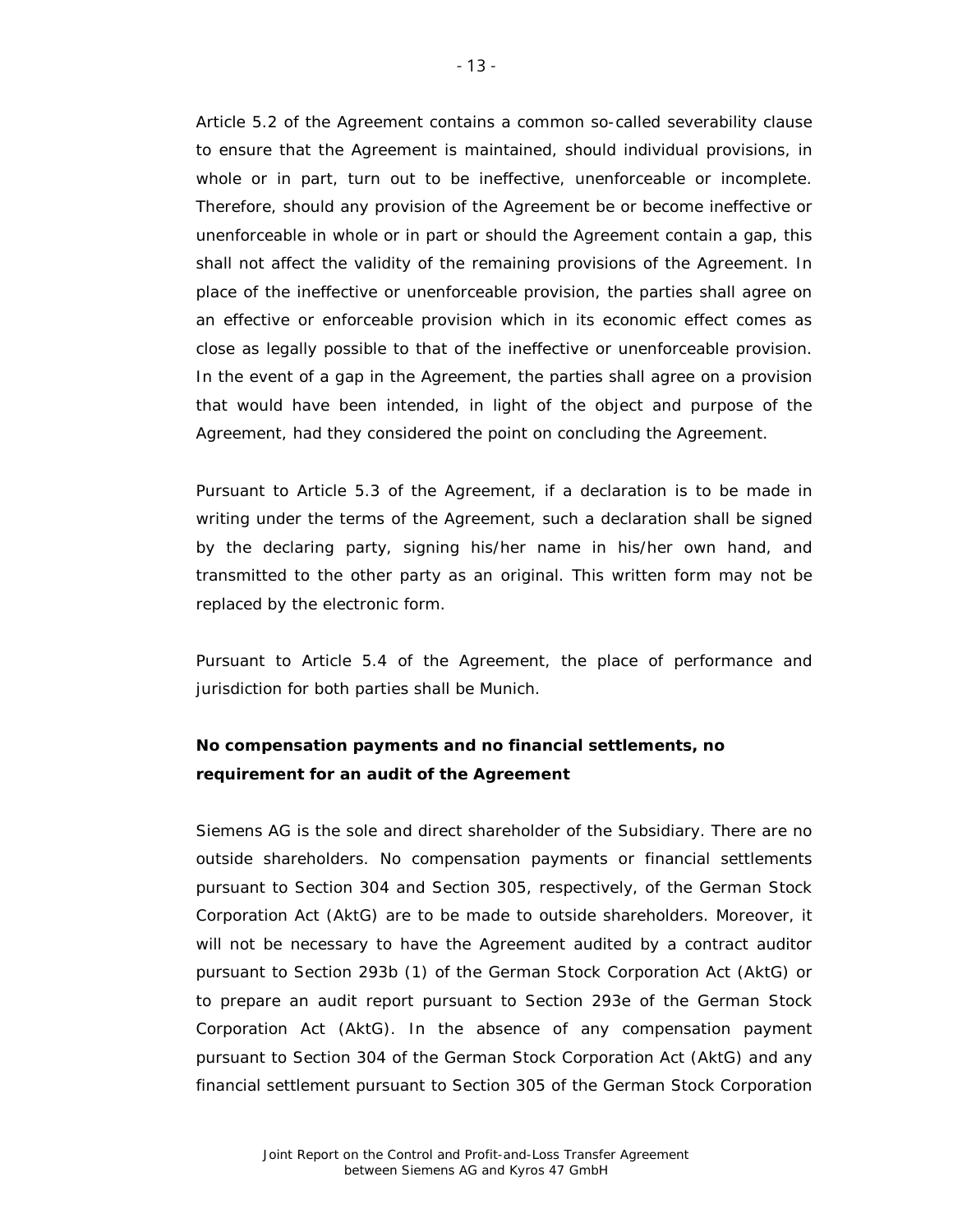Article 5.2 of the Agreement contains a common so-called severability clause to ensure that the Agreement is maintained, should individual provisions, in whole or in part, turn out to be ineffective, unenforceable or incomplete. Therefore, should any provision of the Agreement be or become ineffective or unenforceable in whole or in part or should the Agreement contain a gap, this shall not affect the validity of the remaining provisions of the Agreement. In place of the ineffective or unenforceable provision, the parties shall agree on an effective or enforceable provision which in its economic effect comes as close as legally possible to that of the ineffective or unenforceable provision. In the event of a gap in the Agreement, the parties shall agree on a provision that would have been intended, in light of the object and purpose of the Agreement, had they considered the point on concluding the Agreement.

Pursuant to Article 5.3 of the Agreement, if a declaration is to be made in writing under the terms of the Agreement, such a declaration shall be signed by the declaring party, signing his/her name in his/her own hand, and transmitted to the other party as an original. This written form may not be replaced by the electronic form.

Pursuant to Article 5.4 of the Agreement, the place of performance and jurisdiction for both parties shall be Munich.

**No compensation payments and no financial settlements, no requirement for an audit of the Agreement**

Siemens AG is the sole and direct shareholder of the Subsidiary. There are no outside shareholders. No compensation payments or financial settlements pursuant to Section 304 and Section 305, respectively, of the German Stock Corporation Act (AktG) are to be made to outside shareholders. Moreover, it will not be necessary to have the Agreement audited by a contract auditor pursuant to Section 293b (1) of the German Stock Corporation Act (AktG) or to prepare an audit report pursuant to Section 293e of the German Stock Corporation Act (AktG). In the absence of any compensation payment pursuant to Section 304 of the German Stock Corporation Act (AktG) and any financial settlement pursuant to Section 305 of the German Stock Corporation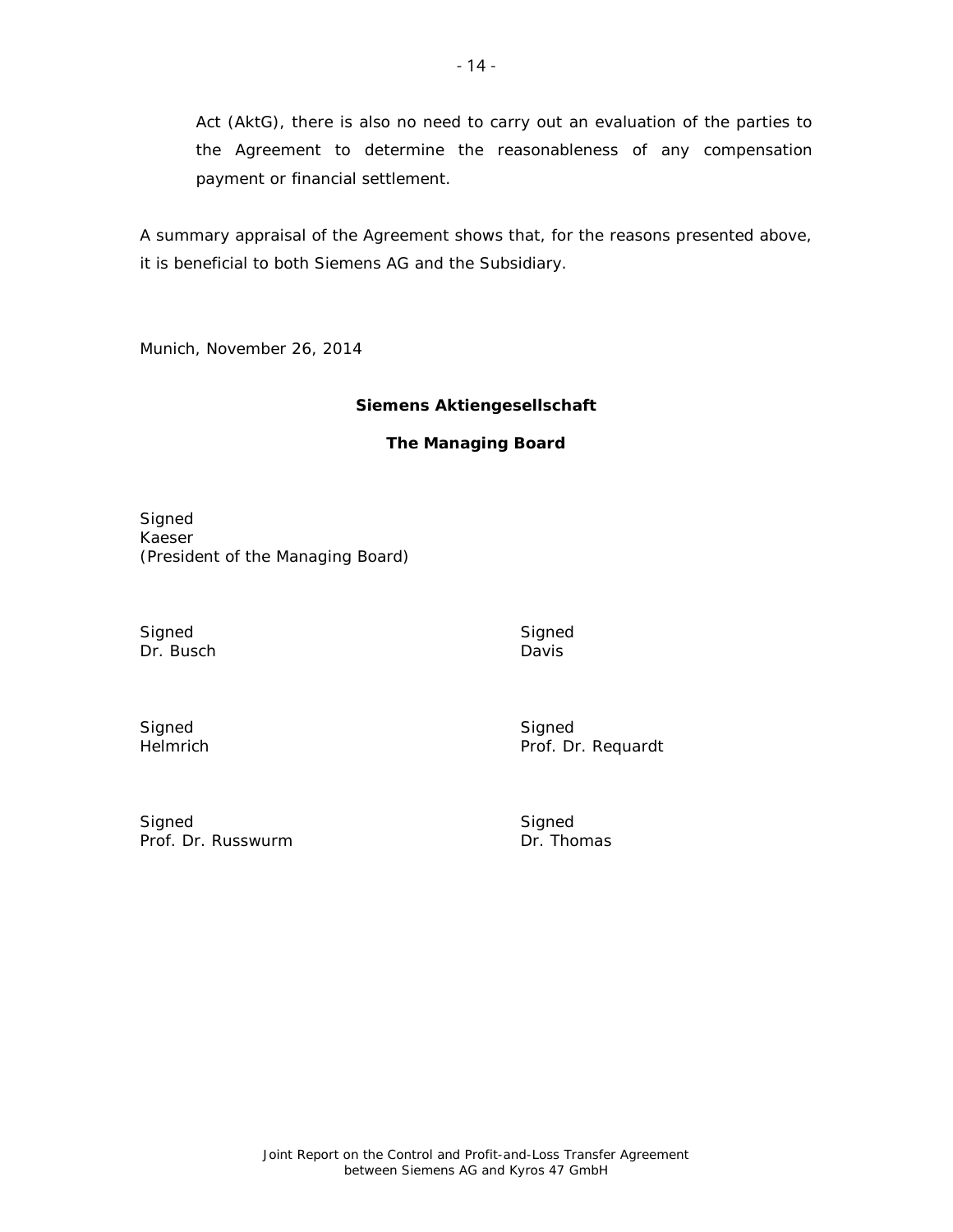Act (AktG), there is also no need to carry out an evaluation of the parties to the Agreement to determine the reasonableness of any compensation payment or financial settlement.

A summary appraisal of the Agreement shows that, for the reasons presented above, it is beneficial to both Siemens AG and the Subsidiary.

Munich, November 26, 2014

**Siemens Aktiengesellschaft**

**The Managing Board**

Signed
Kaeser
(President of the Managing Board)

Signed
Dr. Busch

Signed
Davis

Signed
Helmrich

Signed
Prof. Dr. Requardt

Signed
Prof. Dr. Russwurm

Signed
Dr. Thomas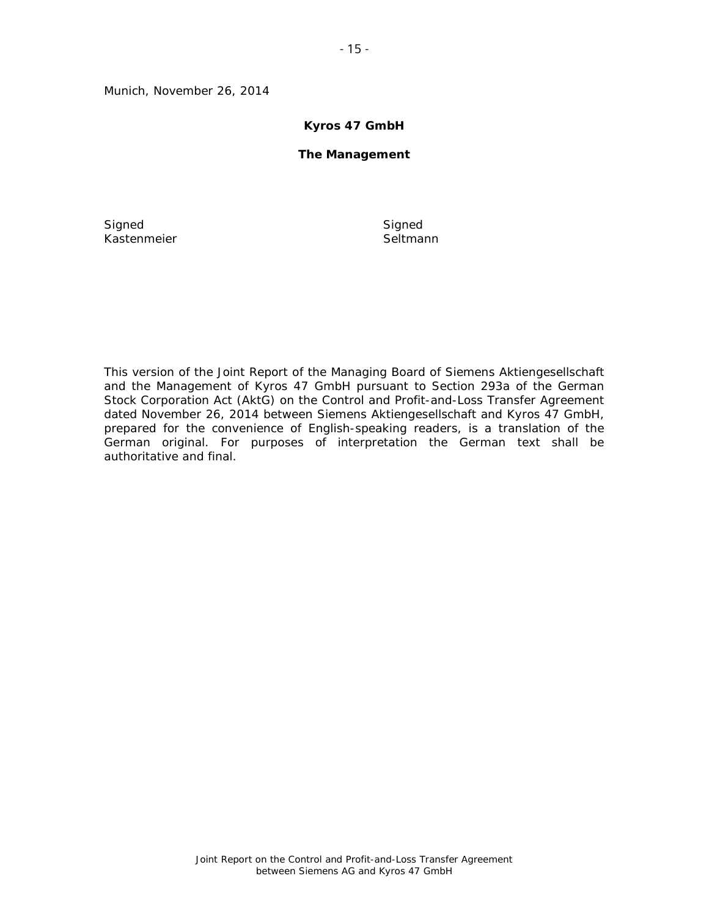Munich, November 26, 2014

**Kyros 47 GmbH**

**The Management**

| | |
|---|---|
| Signed<br>Kastenmeier | Signed<br>Seltmann |

This version of the Joint Report of the Managing Board of Siemens Aktiengesellschaft and the Management of Kyros 47 GmbH pursuant to Section 293a of the German Stock Corporation Act (AktG) on the Control and Profit-and-Loss Transfer Agreement dated November 26, 2014 between Siemens Aktiengesellschaft and Kyros 47 GmbH, prepared for the convenience of English-speaking readers, is a translation of the German original. For purposes of interpretation the German text shall be authoritative and final.